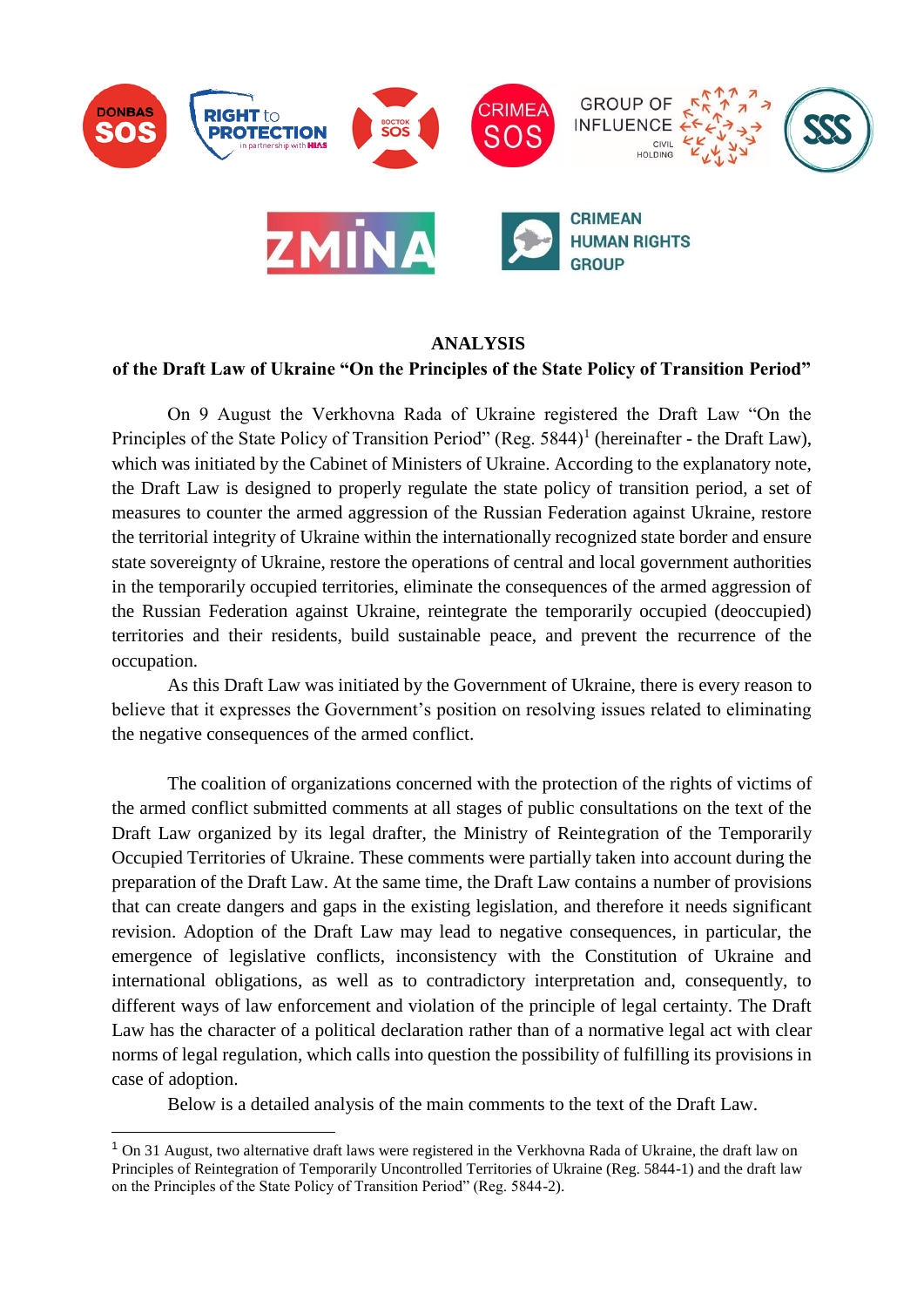# ANALYSIS

## of the Draft Law of Ukraine "On the Principles of the State Policy of Transition Period"

On 9 August the Verkhovna Rada of Ukraine registered the Draft Law "On the Principles of the State Policy of Transition Period" (Reg. 5844)[1] (hereinafter - the Draft Law), which was initiated by the Cabinet of Ministers of Ukraine. According to the explanatory note, the Draft Law is designed to properly regulate the state policy of transition period, a set of measures to counter the armed aggression of the Russian Federation against Ukraine, restore the territorial integrity of Ukraine within the internationally recognized state border and ensure state sovereignty of Ukraine, restore the operations of central and local government authorities in the temporarily occupied territories, eliminate the consequences of the armed aggression of the Russian Federation against Ukraine, reintegrate the temporarily occupied (deoccupied) territories and their residents, build sustainable peace, and prevent the recurrence of the occupation.

As this Draft Law was initiated by the Government of Ukraine, there is every reason to believe that it expresses the Government's position on resolving issues related to eliminating the negative consequences of the armed conflict.

The coalition of organizations concerned with the protection of the rights of victims of the armed conflict submitted comments at all stages of public consultations on the text of the Draft Law organized by its legal drafter, the Ministry of Reintegration of the Temporarily Occupied Territories of Ukraine. These comments were partially taken into account during the preparation of the Draft Law. At the same time, the Draft Law contains a number of provisions that can create dangers and gaps in the existing legislation, and therefore it needs significant revision. Adoption of the Draft Law may lead to negative consequences, in particular, the emergence of legislative conflicts, inconsistency with the Constitution of Ukraine and international obligations, as well as to contradictory interpretation and, consequently, to different ways of law enforcement and violation of the principle of legal certainty. The Draft Law has the character of a political declaration rather than of a normative legal act with clear norms of legal regulation, which calls into question the possibility of fulfilling its provisions in case of adoption.

Below is a detailed analysis of the main comments to the text of the Draft Law.

---

[1] On 31 August, two alternative draft laws were registered in the Verkhovna Rada of Ukraine, the draft law on Principles of Reintegration of Temporarily Uncontrolled Territories of Ukraine (Reg. 5844-1) and the draft law on the Principles of the State Policy of Transition Period" (Reg. 5844-2).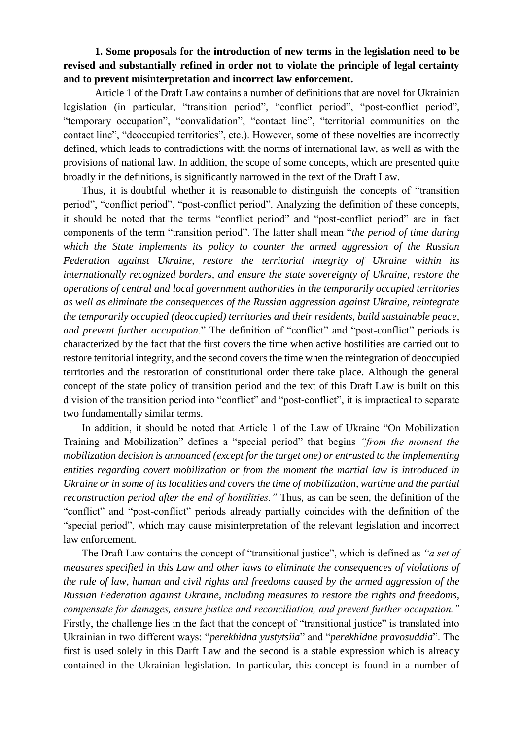**1. Some proposals for the introduction of new terms in the legislation need to be revised and substantially refined in order not to violate the principle of legal certainty and to prevent misinterpretation and incorrect law enforcement.**

Article 1 of the Draft Law contains a number of definitions that are novel for Ukrainian legislation (in particular, "transition period", "conflict period", "post-conflict period", "temporary occupation", "convalidation", "contact line", "territorial communities on the contact line", "deoccupied territories", etc.). However, some of these novelties are incorrectly defined, which leads to contradictions with the norms of international law, as well as with the provisions of national law. In addition, the scope of some concepts, which are presented quite broadly in the definitions, is significantly narrowed in the text of the Draft Law.

Thus, it is doubtful whether it is reasonable to distinguish the concepts of "transition period", "conflict period", "post-conflict period". Analyzing the definition of these concepts, it should be noted that the terms "conflict period" and "post-conflict period" are in fact components of the term "transition period". The latter shall mean "*the period of time during which the State implements its policy to counter the armed aggression of the Russian Federation against Ukraine, restore the territorial integrity of Ukraine within its internationally recognized borders, and ensure the state sovereignty of Ukraine, restore the operations of central and local government authorities in the temporarily occupied territories as well as eliminate the consequences of the Russian aggression against Ukraine, reintegrate the temporarily occupied (deoccupied) territories and their residents, build sustainable peace, and prevent further occupation*." The definition of "conflict" and "post-conflict" periods is characterized by the fact that the first covers the time when active hostilities are carried out to restore territorial integrity, and the second covers the time when the reintegration of deoccupied territories and the restoration of constitutional order there take place. Although the general concept of the state policy of transition period and the text of this Draft Law is built on this division of the transition period into "conflict" and "post-conflict", it is impractical to separate two fundamentally similar terms.

In addition, it should be noted that Article 1 of the Law of Ukraine "On Mobilization Training and Mobilization" defines a "special period" that begins *"from the moment the mobilization decision is announced (except for the target one) or entrusted to the implementing entities regarding covert mobilization or from the moment the martial law is introduced in Ukraine or in some of its localities and covers the time of mobilization, wartime and the partial reconstruction period after the end of hostilities."* Thus, as can be seen, the definition of the "conflict" and "post-conflict" periods already partially coincides with the definition of the "special period", which may cause misinterpretation of the relevant legislation and incorrect law enforcement.

The Draft Law contains the concept of "transitional justice", which is defined as *"a set of measures specified in this Law and other laws to eliminate the consequences of violations of the rule of law, human and civil rights and freedoms caused by the armed aggression of the Russian Federation against Ukraine, including measures to restore the rights and freedoms, compensate for damages, ensure justice and reconciliation, and prevent further occupation."* Firstly, the challenge lies in the fact that the concept of "transitional justice" is translated into Ukrainian in two different ways: "*perekhidna yustytsiia*" and "*perekhidne pravosuddia*". The first is used solely in this Darft Law and the second is a stable expression which is already contained in the Ukrainian legislation. In particular, this concept is found in a number of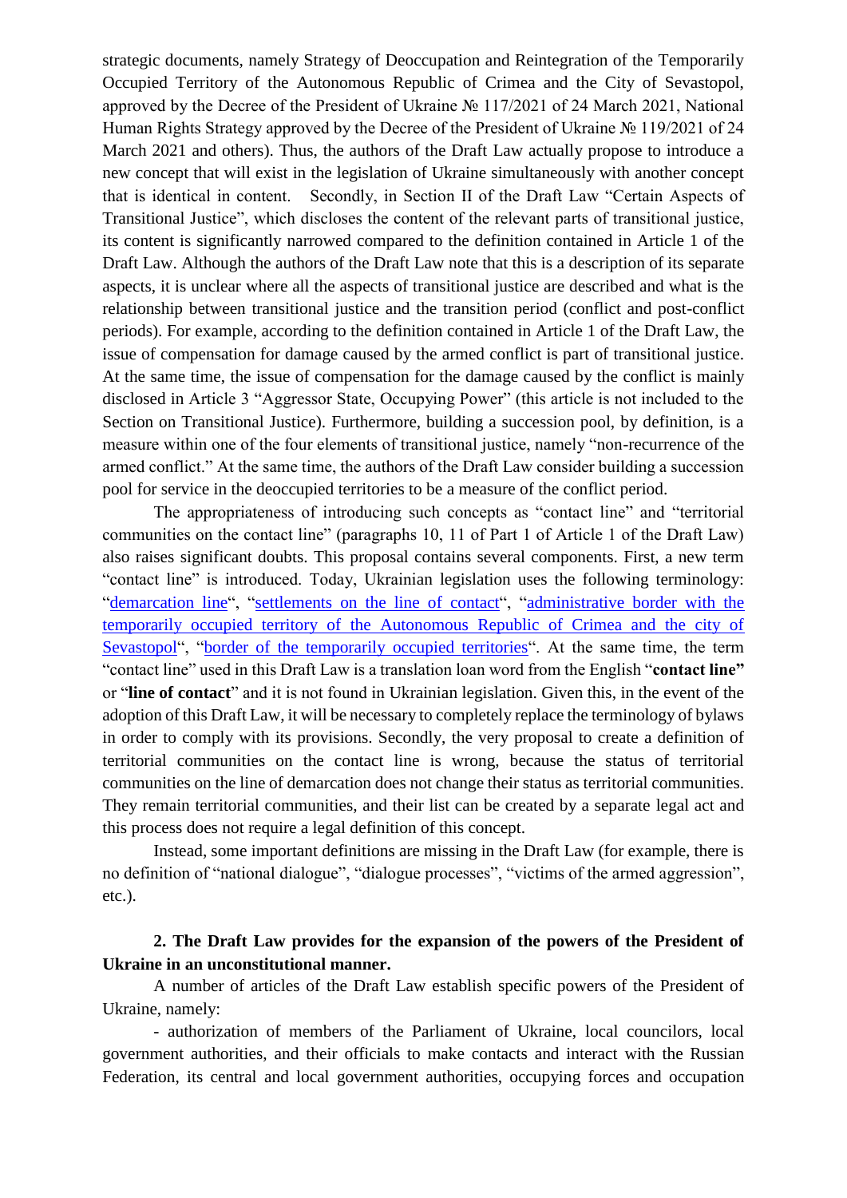strategic documents, namely Strategy of Deoccupation and Reintegration of the Temporarily Occupied Territory of the Autonomous Republic of Crimea and the City of Sevastopol, approved by the Decree of the President of Ukraine № 117/2021 of 24 March 2021, National Human Rights Strategy approved by the Decree of the President of Ukraine № 119/2021 of 24 March 2021 and others). Thus, the authors of the Draft Law actually propose to introduce a new concept that will exist in the legislation of Ukraine simultaneously with another concept that is identical in content. Secondly, in Section II of the Draft Law "Certain Aspects of Transitional Justice", which discloses the content of the relevant parts of transitional justice, its content is significantly narrowed compared to the definition contained in Article 1 of the Draft Law. Although the authors of the Draft Law note that this is a description of its separate aspects, it is unclear where all the aspects of transitional justice are described and what is the relationship between transitional justice and the transition period (conflict and post-conflict periods). For example, according to the definition contained in Article 1 of the Draft Law, the issue of compensation for damage caused by the armed conflict is part of transitional justice. At the same time, the issue of compensation for the damage caused by the conflict is mainly disclosed in Article 3 "Aggressor State, Occupying Power" (this article is not included to the Section on Transitional Justice). Furthermore, building a succession pool, by definition, is a measure within one of the four elements of transitional justice, namely "non-recurrence of the armed conflict." At the same time, the authors of the Draft Law consider building a succession pool for service in the deoccupied territories to be a measure of the conflict period.

The appropriateness of introducing such concepts as "contact line" and "territorial communities on the contact line" (paragraphs 10, 11 of Part 1 of Article 1 of the Draft Law) also raises significant doubts. This proposal contains several components. First, a new term "contact line" is introduced. Today, Ukrainian legislation uses the following terminology: "demarcation line", "settlements on the line of contact", "administrative border with the temporarily occupied territory of the Autonomous Republic of Crimea and the city of Sevastopol", "border of the temporarily occupied territories". At the same time, the term "contact line" used in this Draft Law is a translation loan word from the English "**contact line"** or "**line of contact**" and it is not found in Ukrainian legislation. Given this, in the event of the adoption of this Draft Law, it will be necessary to completely replace the terminology of bylaws in order to comply with its provisions. Secondly, the very proposal to create a definition of territorial communities on the contact line is wrong, because the status of territorial communities on the line of demarcation does not change their status as territorial communities. They remain territorial communities, and their list can be created by a separate legal act and this process does not require a legal definition of this concept.

Instead, some important definitions are missing in the Draft Law (for example, there is no definition of "national dialogue", "dialogue processes", "victims of the armed aggression", etc.).

**2. The Draft Law provides for the expansion of the powers of the President of Ukraine in an unconstitutional manner.**

A number of articles of the Draft Law establish specific powers of the President of Ukraine, namely:

- authorization of members of the Parliament of Ukraine, local councilors, local government authorities, and their officials to make contacts and interact with the Russian Federation, its central and local government authorities, occupying forces and occupation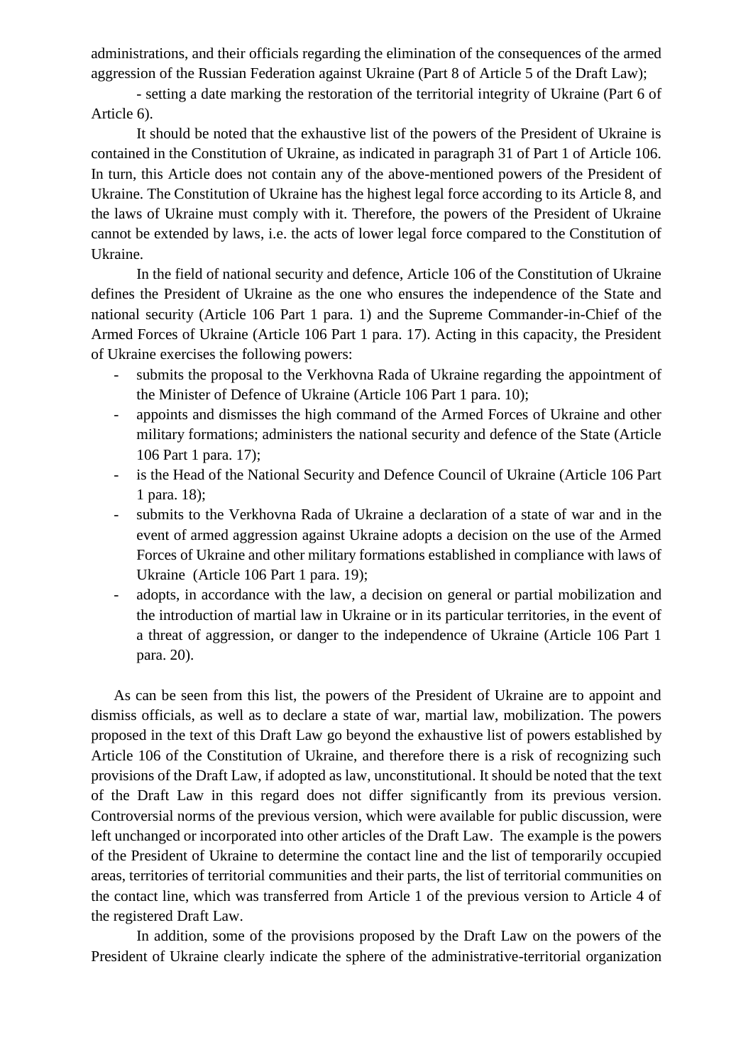administrations, and their officials regarding the elimination of the consequences of the armed aggression of the Russian Federation against Ukraine (Part 8 of Article 5 of the Draft Law);

- setting a date marking the restoration of the territorial integrity of Ukraine (Part 6 of Article 6).

It should be noted that the exhaustive list of the powers of the President of Ukraine is contained in the Constitution of Ukraine, as indicated in paragraph 31 of Part 1 of Article 106. In turn, this Article does not contain any of the above-mentioned powers of the President of Ukraine. The Constitution of Ukraine has the highest legal force according to its Article 8, and the laws of Ukraine must comply with it. Therefore, the powers of the President of Ukraine cannot be extended by laws, i.e. the acts of lower legal force compared to the Constitution of Ukraine.

In the field of national security and defence, Article 106 of the Constitution of Ukraine defines the President of Ukraine as the one who ensures the independence of the State and national security (Article 106 Part 1 para. 1) and the Supreme Commander-in-Chief of the Armed Forces of Ukraine (Article 106 Part 1 para. 17). Acting in this capacity, the President of Ukraine exercises the following powers:

- submits the proposal to the Verkhovna Rada of Ukraine regarding the appointment of the Minister of Defence of Ukraine (Article 106 Part 1 para. 10);
- appoints and dismisses the high command of the Armed Forces of Ukraine and other military formations; administers the national security and defence of the State (Article 106 Part 1 para. 17);
- is the Head of the National Security and Defence Council of Ukraine (Article 106 Part 1 para. 18);
- submits to the Verkhovna Rada of Ukraine a declaration of a state of war and in the event of armed aggression against Ukraine adopts a decision on the use of the Armed Forces of Ukraine and other military formations established in compliance with laws of Ukraine (Article 106 Part 1 para. 19);
- adopts, in accordance with the law, a decision on general or partial mobilization and the introduction of martial law in Ukraine or in its particular territories, in the event of a threat of aggression, or danger to the independence of Ukraine (Article 106 Part 1 para. 20).

As can be seen from this list, the powers of the President of Ukraine are to appoint and dismiss officials, as well as to declare a state of war, martial law, mobilization. The powers proposed in the text of this Draft Law go beyond the exhaustive list of powers established by Article 106 of the Constitution of Ukraine, and therefore there is a risk of recognizing such provisions of the Draft Law, if adopted as law, unconstitutional. It should be noted that the text of the Draft Law in this regard does not differ significantly from its previous version. Controversial norms of the previous version, which were available for public discussion, were left unchanged or incorporated into other articles of the Draft Law. The example is the powers of the President of Ukraine to determine the contact line and the list of temporarily occupied areas, territories of territorial communities and their parts, the list of territorial communities on the contact line, which was transferred from Article 1 of the previous version to Article 4 of the registered Draft Law.

In addition, some of the provisions proposed by the Draft Law on the powers of the President of Ukraine clearly indicate the sphere of the administrative-territorial organization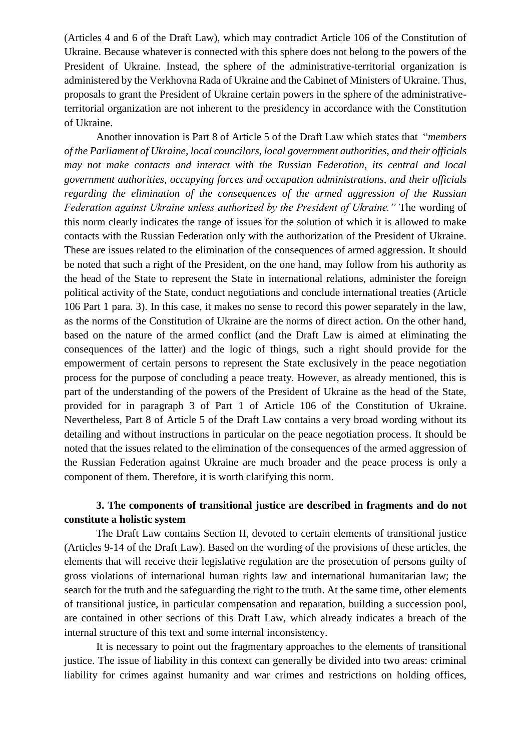(Articles 4 and 6 of the Draft Law), which may contradict Article 106 of the Constitution of Ukraine. Because whatever is connected with this sphere does not belong to the powers of the President of Ukraine. Instead, the sphere of the administrative-territorial organization is administered by the Verkhovna Rada of Ukraine and the Cabinet of Ministers of Ukraine. Thus, proposals to grant the President of Ukraine certain powers in the sphere of the administrative-territorial organization are not inherent to the presidency in accordance with the Constitution of Ukraine.

Another innovation is Part 8 of Article 5 of the Draft Law which states that "*members of the Parliament of Ukraine, local councilors, local government authorities, and their officials may not make contacts and interact with the Russian Federation, its central and local government authorities, occupying forces and occupation administrations, and their officials regarding the elimination of the consequences of the armed aggression of the Russian Federation against Ukraine unless authorized by the President of Ukraine.*" The wording of this norm clearly indicates the range of issues for the solution of which it is allowed to make contacts with the Russian Federation only with the authorization of the President of Ukraine. These are issues related to the elimination of the consequences of armed aggression. It should be noted that such a right of the President, on the one hand, may follow from his authority as the head of the State to represent the State in international relations, administer the foreign political activity of the State, conduct negotiations and conclude international treaties (Article 106 Part 1 para. 3). In this case, it makes no sense to record this power separately in the law, as the norms of the Constitution of Ukraine are the norms of direct action. On the other hand, based on the nature of the armed conflict (and the Draft Law is aimed at eliminating the consequences of the latter) and the logic of things, such a right should provide for the empowerment of certain persons to represent the State exclusively in the peace negotiation process for the purpose of concluding a peace treaty. However, as already mentioned, this is part of the understanding of the powers of the President of Ukraine as the head of the State, provided for in paragraph 3 of Part 1 of Article 106 of the Constitution of Ukraine. Nevertheless, Part 8 of Article 5 of the Draft Law contains a very broad wording without its detailing and without instructions in particular on the peace negotiation process. It should be noted that the issues related to the elimination of the consequences of the armed aggression of the Russian Federation against Ukraine are much broader and the peace process is only a component of them. Therefore, it is worth clarifying this norm.

### 3. The components of transitional justice are described in fragments and do not constitute a holistic system

The Draft Law contains Section II, devoted to certain elements of transitional justice (Articles 9-14 of the Draft Law). Based on the wording of the provisions of these articles, the elements that will receive their legislative regulation are the prosecution of persons guilty of gross violations of international human rights law and international humanitarian law; the search for the truth and the safeguarding the right to the truth. At the same time, other elements of transitional justice, in particular compensation and reparation, building a succession pool, are contained in other sections of this Draft Law, which already indicates a breach of the internal structure of this text and some internal inconsistency.

It is necessary to point out the fragmentary approaches to the elements of transitional justice. The issue of liability in this context can generally be divided into two areas: criminal liability for crimes against humanity and war crimes and restrictions on holding offices,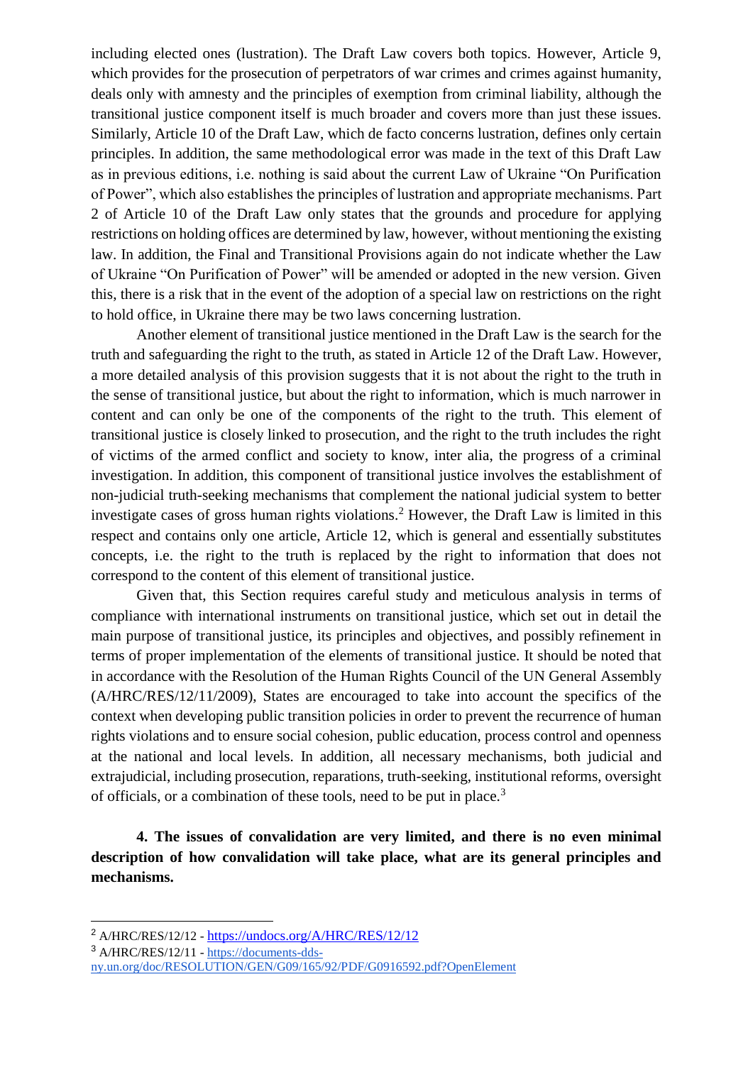including elected ones (lustration). The Draft Law covers both topics. However, Article 9, which provides for the prosecution of perpetrators of war crimes and crimes against humanity, deals only with amnesty and the principles of exemption from criminal liability, although the transitional justice component itself is much broader and covers more than just these issues. Similarly, Article 10 of the Draft Law, which de facto concerns lustration, defines only certain principles. In addition, the same methodological error was made in the text of this Draft Law as in previous editions, i.e. nothing is said about the current Law of Ukraine "On Purification of Power", which also establishes the principles of lustration and appropriate mechanisms. Part 2 of Article 10 of the Draft Law only states that the grounds and procedure for applying restrictions on holding offices are determined by law, however, without mentioning the existing law. In addition, the Final and Transitional Provisions again do not indicate whether the Law of Ukraine "On Purification of Power" will be amended or adopted in the new version. Given this, there is a risk that in the event of the adoption of a special law on restrictions on the right to hold office, in Ukraine there may be two laws concerning lustration.

Another element of transitional justice mentioned in the Draft Law is the search for the truth and safeguarding the right to the truth, as stated in Article 12 of the Draft Law. However, a more detailed analysis of this provision suggests that it is not about the right to the truth in the sense of transitional justice, but about the right to information, which is much narrower in content and can only be one of the components of the right to the truth. This element of transitional justice is closely linked to prosecution, and the right to the truth includes the right of victims of the armed conflict and society to know, inter alia, the progress of a criminal investigation. In addition, this component of transitional justice involves the establishment of non-judicial truth-seeking mechanisms that complement the national judicial system to better investigate cases of gross human rights violations.[2] However, the Draft Law is limited in this respect and contains only one article, Article 12, which is general and essentially substitutes concepts, i.e. the right to the truth is replaced by the right to information that does not correspond to the content of this element of transitional justice.

Given that, this Section requires careful study and meticulous analysis in terms of compliance with international instruments on transitional justice, which set out in detail the main purpose of transitional justice, its principles and objectives, and possibly refinement in terms of proper implementation of the elements of transitional justice. It should be noted that in accordance with the Resolution of the Human Rights Council of the UN General Assembly (A/HRC/RES/12/11/2009), States are encouraged to take into account the specifics of the context when developing public transition policies in order to prevent the recurrence of human rights violations and to ensure social cohesion, public education, process control and openness at the national and local levels. In addition, all necessary mechanisms, both judicial and extrajudicial, including prosecution, reparations, truth-seeking, institutional reforms, oversight of officials, or a combination of these tools, need to be put in place.[3]

**4. The issues of convalidation are very limited, and there is no even minimal description of how convalidation will take place, what are its general principles and mechanisms.**

---

[2] A/HRC/RES/12/12 - https://undocs.org/A/HRC/RES/12/12

[3] A/HRC/RES/12/11 - https://documents-dds-ny.un.org/doc/RESOLUTION/GEN/G09/165/92/PDF/G0916592.pdf?OpenElement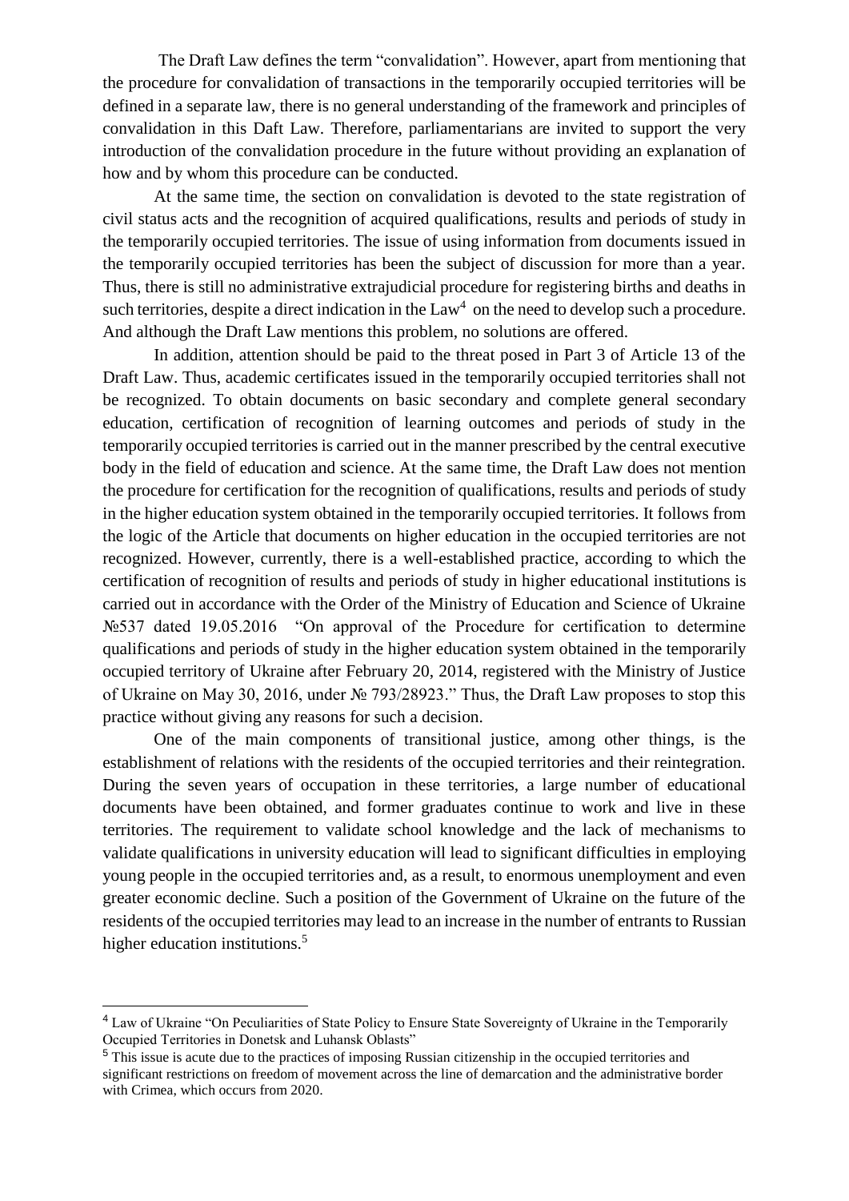The Draft Law defines the term "convalidation". However, apart from mentioning that the procedure for convalidation of transactions in the temporarily occupied territories will be defined in a separate law, there is no general understanding of the framework and principles of convalidation in this Daft Law. Therefore, parliamentarians are invited to support the very introduction of the convalidation procedure in the future without providing an explanation of how and by whom this procedure can be conducted.

At the same time, the section on convalidation is devoted to the state registration of civil status acts and the recognition of acquired qualifications, results and periods of study in the temporarily occupied territories. The issue of using information from documents issued in the temporarily occupied territories has been the subject of discussion for more than a year. Thus, there is still no administrative extrajudicial procedure for registering births and deaths in such territories, despite a direct indication in the Law[4] on the need to develop such a procedure. And although the Draft Law mentions this problem, no solutions are offered.

In addition, attention should be paid to the threat posed in Part 3 of Article 13 of the Draft Law. Thus, academic certificates issued in the temporarily occupied territories shall not be recognized. To obtain documents on basic secondary and complete general secondary education, certification of recognition of learning outcomes and periods of study in the temporarily occupied territories is carried out in the manner prescribed by the central executive body in the field of education and science. At the same time, the Draft Law does not mention the procedure for certification for the recognition of qualifications, results and periods of study in the higher education system obtained in the temporarily occupied territories. It follows from the logic of the Article that documents on higher education in the occupied territories are not recognized. However, currently, there is a well-established practice, according to which the certification of recognition of results and periods of study in higher educational institutions is carried out in accordance with the Order of the Ministry of Education and Science of Ukraine №537 dated 19.05.2016 "On approval of the Procedure for certification to determine qualifications and periods of study in the higher education system obtained in the temporarily occupied territory of Ukraine after February 20, 2014, registered with the Ministry of Justice of Ukraine on May 30, 2016, under № 793/28923." Thus, the Draft Law proposes to stop this practice without giving any reasons for such a decision.

One of the main components of transitional justice, among other things, is the establishment of relations with the residents of the occupied territories and their reintegration. During the seven years of occupation in these territories, a large number of educational documents have been obtained, and former graduates continue to work and live in these territories. The requirement to validate school knowledge and the lack of mechanisms to validate qualifications in university education will lead to significant difficulties in employing young people in the occupied territories and, as a result, to enormous unemployment and even greater economic decline. Such a position of the Government of Ukraine on the future of the residents of the occupied territories may lead to an increase in the number of entrants to Russian higher education institutions.[5]

---

[4] Law of Ukraine "On Peculiarities of State Policy to Ensure State Sovereignty of Ukraine in the Temporarily Occupied Territories in Donetsk and Luhansk Oblasts"

[5] This issue is acute due to the practices of imposing Russian citizenship in the occupied territories and significant restrictions on freedom of movement across the line of demarcation and the administrative border with Crimea, which occurs from 2020.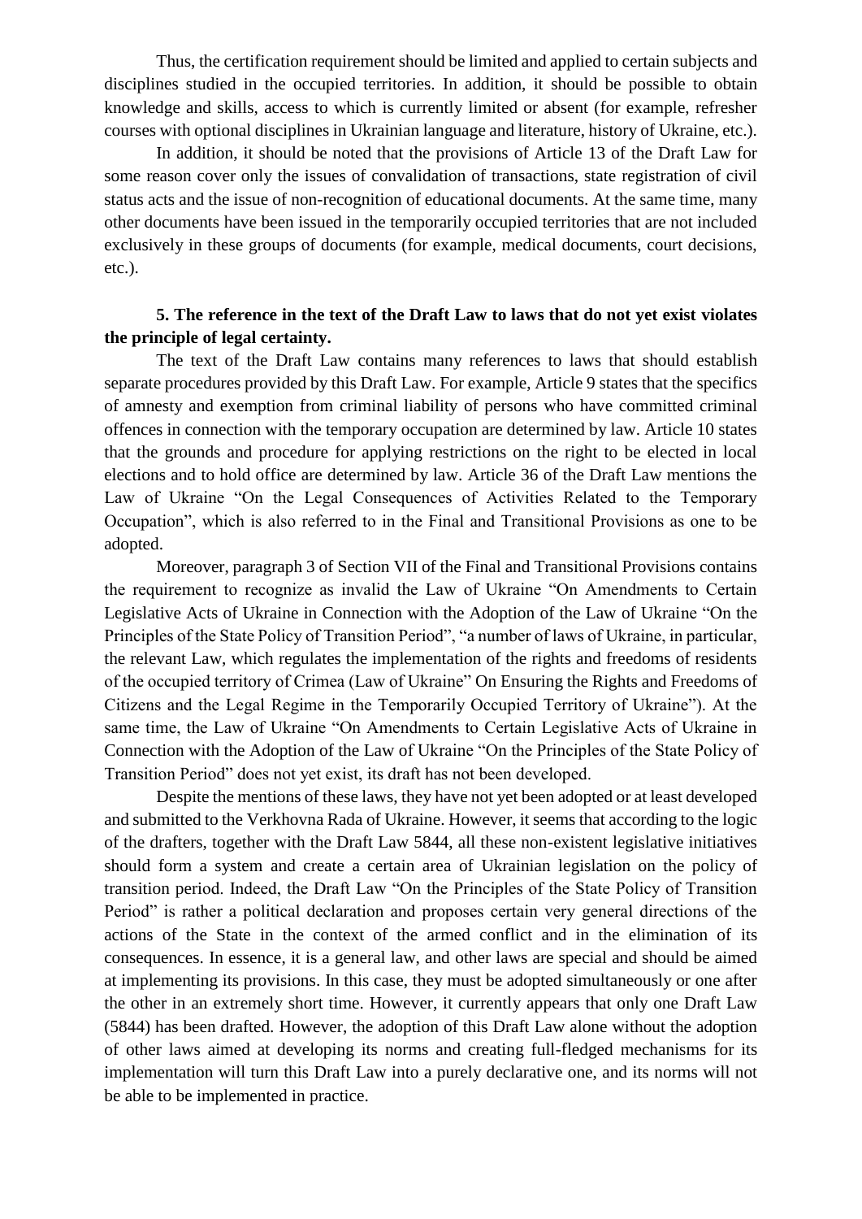Thus, the certification requirement should be limited and applied to certain subjects and disciplines studied in the occupied territories. In addition, it should be possible to obtain knowledge and skills, access to which is currently limited or absent (for example, refresher courses with optional disciplines in Ukrainian language and literature, history of Ukraine, etc.).

In addition, it should be noted that the provisions of Article 13 of the Draft Law for some reason cover only the issues of convalidation of transactions, state registration of civil status acts and the issue of non-recognition of educational documents. At the same time, many other documents have been issued in the temporarily occupied territories that are not included exclusively in these groups of documents (for example, medical documents, court decisions, etc.).

**5. The reference in the text of the Draft Law to laws that do not yet exist violates the principle of legal certainty.**

The text of the Draft Law contains many references to laws that should establish separate procedures provided by this Draft Law. For example, Article 9 states that the specifics of amnesty and exemption from criminal liability of persons who have committed criminal offences in connection with the temporary occupation are determined by law. Article 10 states that the grounds and procedure for applying restrictions on the right to be elected in local elections and to hold office are determined by law. Article 36 of the Draft Law mentions the Law of Ukraine "On the Legal Consequences of Activities Related to the Temporary Occupation", which is also referred to in the Final and Transitional Provisions as one to be adopted.

Moreover, paragraph 3 of Section VII of the Final and Transitional Provisions contains the requirement to recognize as invalid the Law of Ukraine "On Amendments to Certain Legislative Acts of Ukraine in Connection with the Adoption of the Law of Ukraine "On the Principles of the State Policy of Transition Period", "a number of laws of Ukraine, in particular, the relevant Law, which regulates the implementation of the rights and freedoms of residents of the occupied territory of Crimea (Law of Ukraine" On Ensuring the Rights and Freedoms of Citizens and the Legal Regime in the Temporarily Occupied Territory of Ukraine"). At the same time, the Law of Ukraine "On Amendments to Certain Legislative Acts of Ukraine in Connection with the Adoption of the Law of Ukraine "On the Principles of the State Policy of Transition Period" does not yet exist, its draft has not been developed.

Despite the mentions of these laws, they have not yet been adopted or at least developed and submitted to the Verkhovna Rada of Ukraine. However, it seems that according to the logic of the drafters, together with the Draft Law 5844, all these non-existent legislative initiatives should form a system and create a certain area of Ukrainian legislation on the policy of transition period. Indeed, the Draft Law "On the Principles of the State Policy of Transition Period" is rather a political declaration and proposes certain very general directions of the actions of the State in the context of the armed conflict and in the elimination of its consequences. In essence, it is a general law, and other laws are special and should be aimed at implementing its provisions. In this case, they must be adopted simultaneously or one after the other in an extremely short time. However, it currently appears that only one Draft Law (5844) has been drafted. However, the adoption of this Draft Law alone without the adoption of other laws aimed at developing its norms and creating full-fledged mechanisms for its implementation will turn this Draft Law into a purely declarative one, and its norms will not be able to be implemented in practice.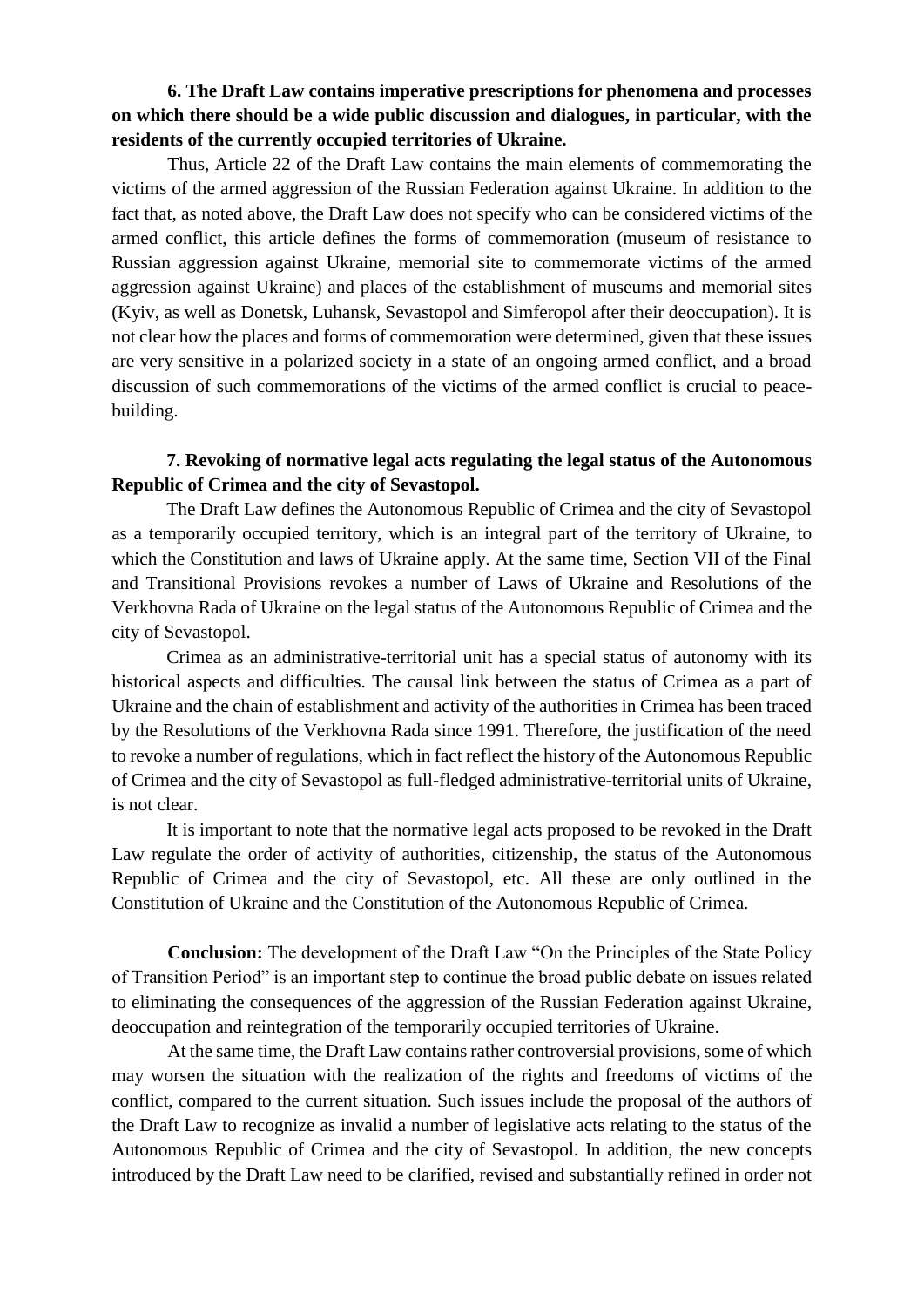**6. The Draft Law contains imperative prescriptions for phenomena and processes on which there should be a wide public discussion and dialogues, in particular, with the residents of the currently occupied territories of Ukraine.**

Thus, Article 22 of the Draft Law contains the main elements of commemorating the victims of the armed aggression of the Russian Federation against Ukraine. In addition to the fact that, as noted above, the Draft Law does not specify who can be considered victims of the armed conflict, this article defines the forms of commemoration (museum of resistance to Russian aggression against Ukraine, memorial site to commemorate victims of the armed aggression against Ukraine) and places of the establishment of museums and memorial sites (Kyiv, as well as Donetsk, Luhansk, Sevastopol and Simferopol after their deoccupation). It is not clear how the places and forms of commemoration were determined, given that these issues are very sensitive in a polarized society in a state of an ongoing armed conflict, and a broad discussion of such commemorations of the victims of the armed conflict is crucial to peace-building.

**7. Revoking of normative legal acts regulating the legal status of the Autonomous Republic of Crimea and the city of Sevastopol.**

The Draft Law defines the Autonomous Republic of Crimea and the city of Sevastopol as a temporarily occupied territory, which is an integral part of the territory of Ukraine, to which the Constitution and laws of Ukraine apply. At the same time, Section VII of the Final and Transitional Provisions revokes a number of Laws of Ukraine and Resolutions of the Verkhovna Rada of Ukraine on the legal status of the Autonomous Republic of Crimea and the city of Sevastopol.

Crimea as an administrative-territorial unit has a special status of autonomy with its historical aspects and difficulties. The causal link between the status of Crimea as a part of Ukraine and the chain of establishment and activity of the authorities in Crimea has been traced by the Resolutions of the Verkhovna Rada since 1991. Therefore, the justification of the need to revoke a number of regulations, which in fact reflect the history of the Autonomous Republic of Crimea and the city of Sevastopol as full-fledged administrative-territorial units of Ukraine, is not clear.

It is important to note that the normative legal acts proposed to be revoked in the Draft Law regulate the order of activity of authorities, citizenship, the status of the Autonomous Republic of Crimea and the city of Sevastopol, etc. All these are only outlined in the Constitution of Ukraine and the Constitution of the Autonomous Republic of Crimea.

**Conclusion:** The development of the Draft Law "On the Principles of the State Policy of Transition Period" is an important step to continue the broad public debate on issues related to eliminating the consequences of the aggression of the Russian Federation against Ukraine, deoccupation and reintegration of the temporarily occupied territories of Ukraine.

At the same time, the Draft Law contains rather controversial provisions, some of which may worsen the situation with the realization of the rights and freedoms of victims of the conflict, compared to the current situation. Such issues include the proposal of the authors of the Draft Law to recognize as invalid a number of legislative acts relating to the status of the Autonomous Republic of Crimea and the city of Sevastopol. In addition, the new concepts introduced by the Draft Law need to be clarified, revised and substantially refined in order not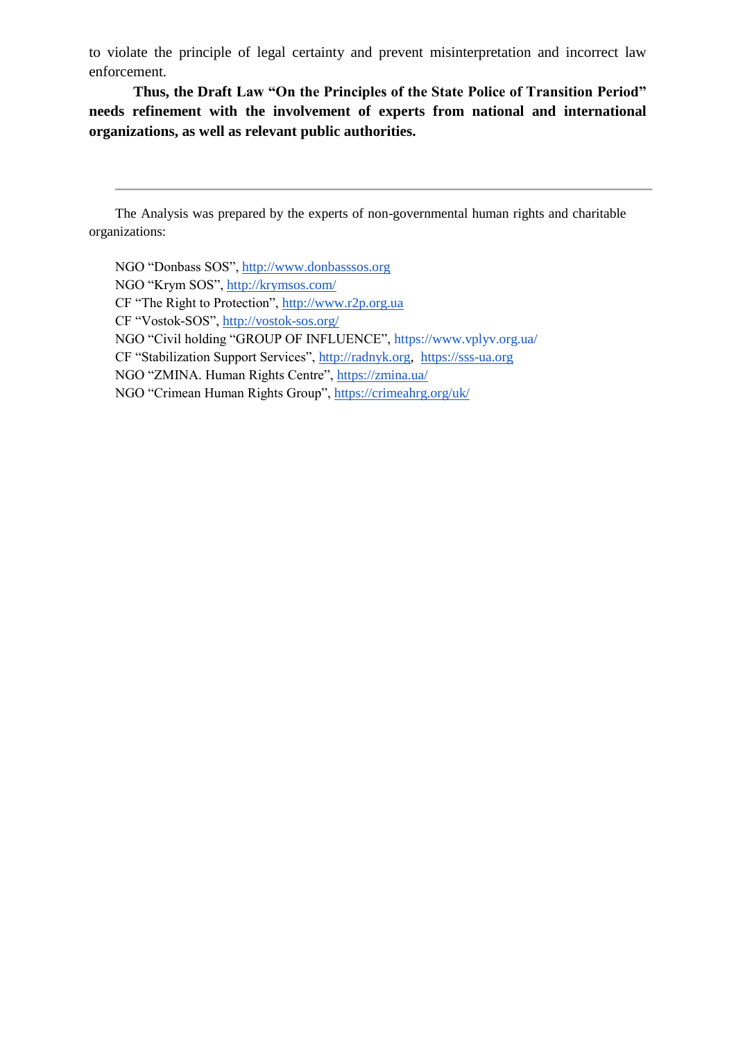to violate the principle of legal certainty and prevent misinterpretation and incorrect law enforcement.

**Thus, the Draft Law "On the Principles of the State Police of Transition Period" needs refinement with the involvement of experts from national and international organizations, as well as relevant public authorities.**

---

The Analysis was prepared by the experts of non-governmental human rights and charitable organizations:

NGO "Donbass SOS", http://www.donbasssos.org
NGO "Krym SOS", http://krymsos.com/
CF "The Right to Protection", http://www.r2p.org.ua
CF "Vostok-SOS", http://vostok-sos.org/
NGO "Civil holding "GROUP OF INFLUENCE", https://www.vplyv.org.ua/
CF "Stabilization Support Services", http://radnyk.org, https://sss-ua.org
NGO "ZMINA. Human Rights Centre", https://zmina.ua/
NGO "Crimean Human Rights Group", https://crimeahrg.org/uk/